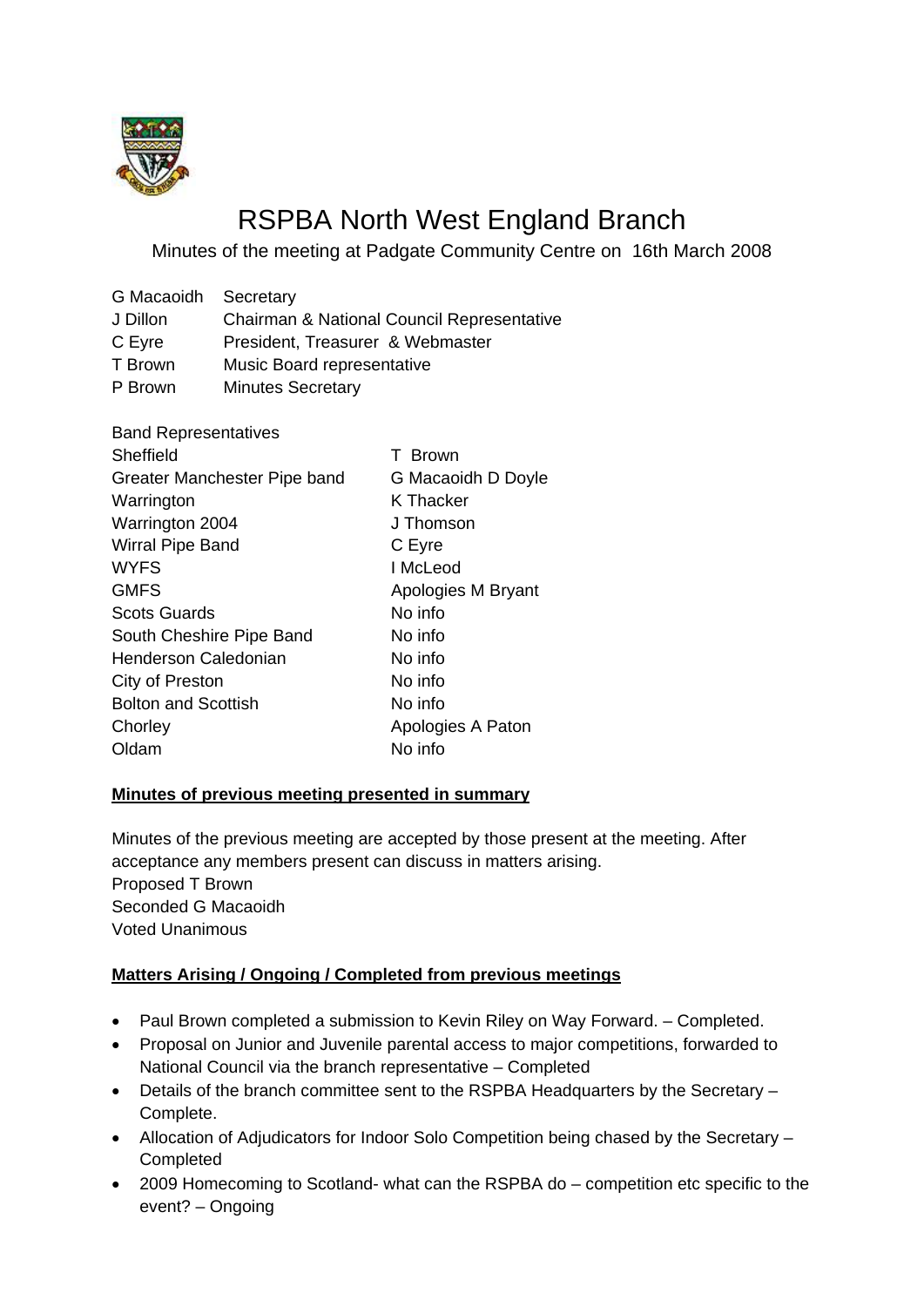# RSPBA North West England Branch

Minutes of the meeting at Padgate Community Centre on 16th March 2008

| | |
|---|---|
| G Macaoidh | Secretary |
| J Dillon | Chairman & National Council Representative |
| C Eyre | President, Treasurer & Webmaster |
| T Brown | Music Board representative |
| P Brown | Minutes Secretary |

| Band Representatives | |
|---|---|
| Sheffield | T Brown |
| Greater Manchester Pipe band | G Macaoidh D Doyle |
| Warrington | K Thacker |
| Warrington 2004 | J Thomson |
| Wirral Pipe Band | C Eyre |
| WYFS | I McLeod |
| GMFS | Apologies M Bryant |
| Scots Guards | No info |
| South Cheshire Pipe Band | No info |
| Henderson Caledonian | No info |
| City of Preston | No info |
| Bolton and Scottish | No info |
| Chorley | Apologies A Paton |
| Oldam | No info |

**Minutes of previous meeting presented in summary**

Minutes of the previous meeting are accepted by those present at the meeting. After acceptance any members present can discuss in matters arising.
Proposed T Brown
Seconded G Macaoidh
Voted Unanimous

**Matters Arising / Ongoing / Completed from previous meetings**

- Paul Brown completed a submission to Kevin Riley on Way Forward. – Completed.
- Proposal on Junior and Juvenile parental access to major competitions, forwarded to National Council via the branch representative – Completed
- Details of the branch committee sent to the RSPBA Headquarters by the Secretary – Complete.
- Allocation of Adjudicators for Indoor Solo Competition being chased by the Secretary – Completed
- 2009 Homecoming to Scotland- what can the RSPBA do – competition etc specific to the event? – Ongoing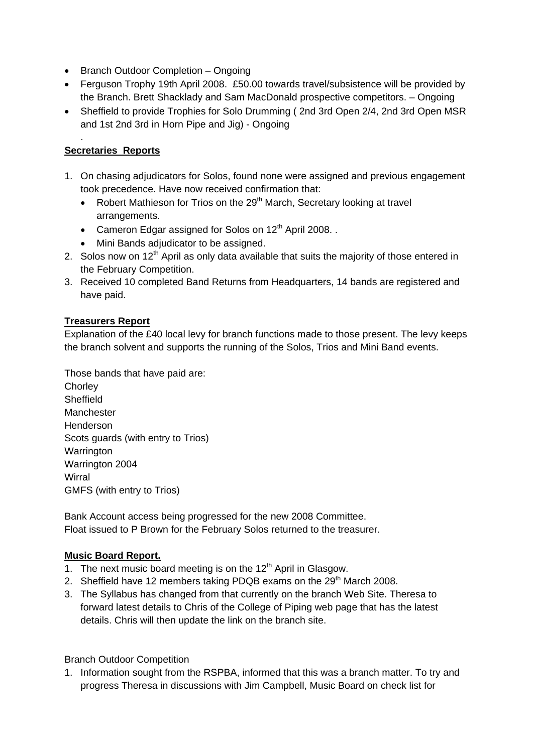- Branch Outdoor Completion – Ongoing
- Ferguson Trophy 19th April 2008. £50.00 towards travel/subsistence will be provided by the Branch. Brett Shacklady and Sam MacDonald prospective competitors. – Ongoing
- Sheffield to provide Trophies for Solo Drumming ( 2nd 3rd Open 2/4, 2nd 3rd Open MSR and 1st 2nd 3rd in Horn Pipe and Jig) - Ongoing

.

**Secretaries Reports**

1. On chasing adjudicators for Solos, found none were assigned and previous engagement took precedence. Have now received confirmation that:
   - Robert Mathieson for Trios on the 29th March, Secretary looking at travel arrangements.
   - Cameron Edgar assigned for Solos on 12th April 2008. .
   - Mini Bands adjudicator to be assigned.
2. Solos now on 12th April as only data available that suits the majority of those entered in the February Competition.
3. Received 10 completed Band Returns from Headquarters, 14 bands are registered and have paid.

**Treasurers Report**

Explanation of the £40 local levy for branch functions made to those present. The levy keeps the branch solvent and supports the running of the Solos, Trios and Mini Band events.

Those bands that have paid are:
Chorley
Sheffield
Manchester
Henderson
Scots guards (with entry to Trios)
Warrington
Warrington 2004
Wirral
GMFS (with entry to Trios)

Bank Account access being progressed for the new 2008 Committee.
Float issued to P Brown for the February Solos returned to the treasurer.

**Music Board Report.**

1. The next music board meeting is on the 12th April in Glasgow.
2. Sheffield have 12 members taking PDQB exams on the 29th March 2008.
3. The Syllabus has changed from that currently on the branch Web Site. Theresa to forward latest details to Chris of the College of Piping web page that has the latest details. Chris will then update the link on the branch site.

Branch Outdoor Competition

1. Information sought from the RSPBA, informed that this was a branch matter. To try and progress Theresa in discussions with Jim Campbell, Music Board on check list for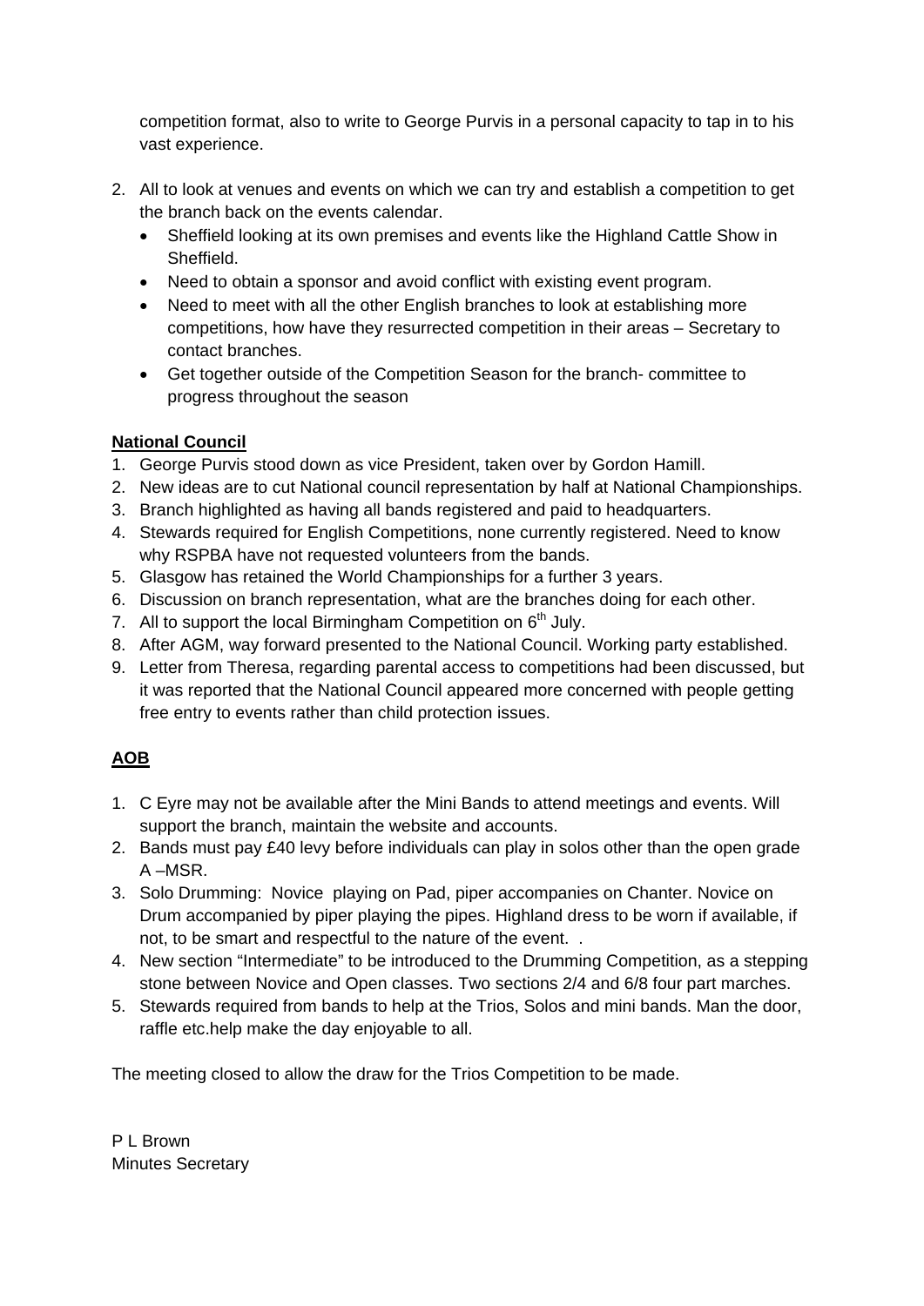competition format, also to write to George Purvis in a personal capacity to tap in to his vast experience.

2. All to look at venues and events on which we can try and establish a competition to get the branch back on the events calendar.
   - Sheffield looking at its own premises and events like the Highland Cattle Show in Sheffield.
   - Need to obtain a sponsor and avoid conflict with existing event program.
   - Need to meet with all the other English branches to look at establishing more competitions, how have they resurrected competition in their areas – Secretary to contact branches.
   - Get together outside of the Competition Season for the branch- committee to progress throughout the season

**National Council**

1. George Purvis stood down as vice President, taken over by Gordon Hamill.
2. New ideas are to cut National council representation by half at National Championships.
3. Branch highlighted as having all bands registered and paid to headquarters.
4. Stewards required for English Competitions, none currently registered. Need to know why RSPBA have not requested volunteers from the bands.
5. Glasgow has retained the World Championships for a further 3 years.
6. Discussion on branch representation, what are the branches doing for each other.
7. All to support the local Birmingham Competition on 6th July.
8. After AGM, way forward presented to the National Council. Working party established.
9. Letter from Theresa, regarding parental access to competitions had been discussed, but it was reported that the National Council appeared more concerned with people getting free entry to events rather than child protection issues.

**AOB**

1. C Eyre may not be available after the Mini Bands to attend meetings and events. Will support the branch, maintain the website and accounts.
2. Bands must pay £40 levy before individuals can play in solos other than the open grade A –MSR.
3. Solo Drumming: Novice playing on Pad, piper accompanies on Chanter. Novice on Drum accompanied by piper playing the pipes. Highland dress to be worn if available, if not, to be smart and respectful to the nature of the event. .
4. New section "Intermediate" to be introduced to the Drumming Competition, as a stepping stone between Novice and Open classes. Two sections 2/4 and 6/8 four part marches.
5. Stewards required from bands to help at the Trios, Solos and mini bands. Man the door, raffle etc.help make the day enjoyable to all.

The meeting closed to allow the draw for the Trios Competition to be made.

P L Brown
Minutes Secretary